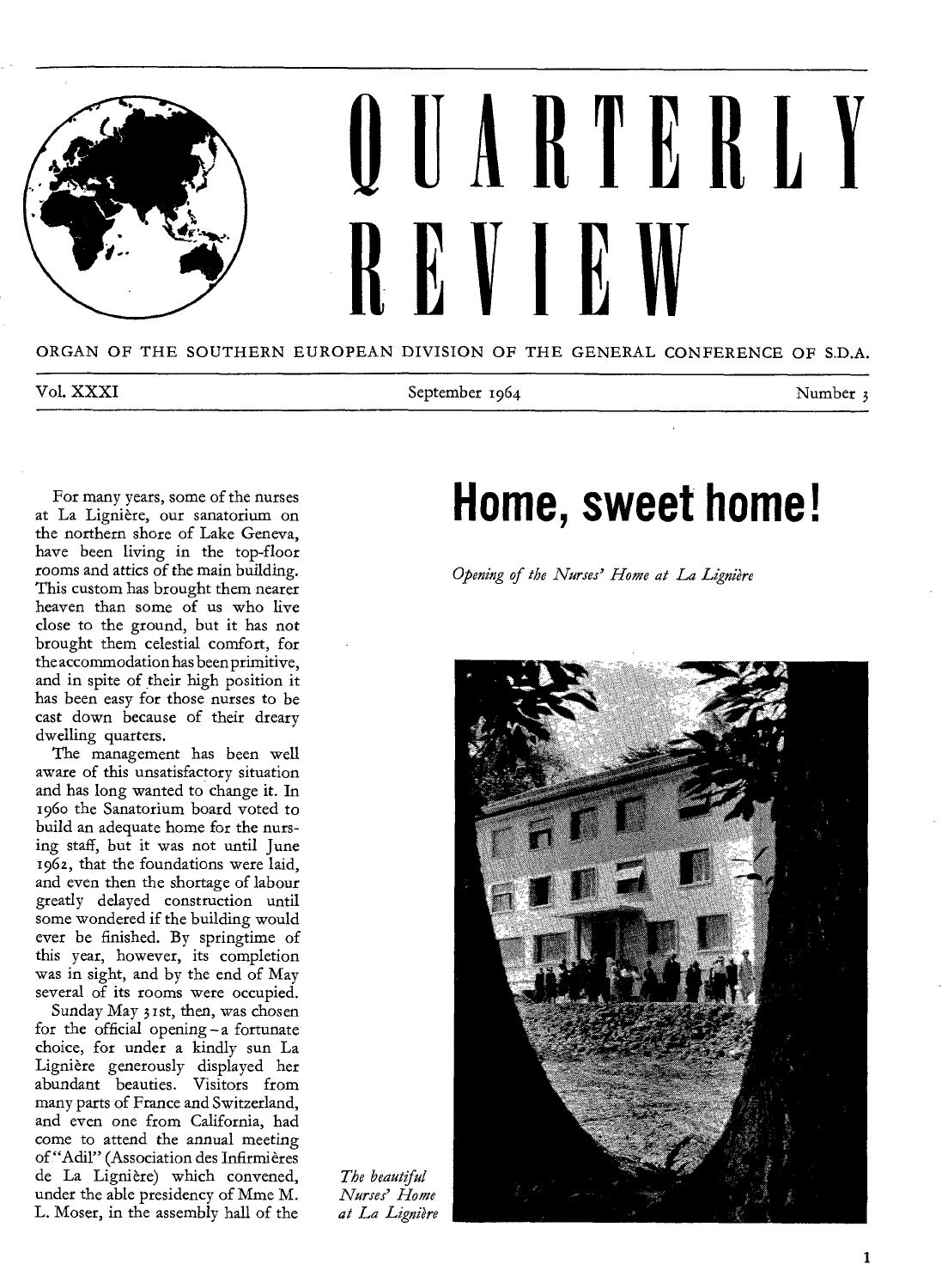# QUARTERLY REVIEW

ORGAN OF THE SOUTHERN EUROPEAN DIVISION OF THE GENERAL CONFERENCE OF S.D.A.

Vol. XXXI — September 1964 — Number 3

## Home, sweet home!

*Opening of the Nurses' Home at La Lignière*

For many years, some of the nurses at La Lignière, our sanatorium on the northern shore of Lake Geneva, have been living in the top-floor rooms and attics of the main building. This custom has brought them nearer heaven than some of us who live close to the ground, but it has not brought them celestial comfort, for the accommodation has been primitive, and in spite of their high position it has been easy for those nurses to be cast down because of their dreary dwelling quarters.

The management has been well aware of this unsatisfactory situation and has long wanted to change it. In 1960 the Sanatorium board voted to build an adequate home for the nursing staff, but it was not until June 1962, that the foundations were laid, and even then the shortage of labour greatly delayed construction until some wondered if the building would ever be finished. By springtime of this year, however, its completion was in sight, and by the end of May several of its rooms were occupied.

Sunday May 31st, then, was chosen for the official opening – a fortunate choice, for under a kindly sun La Lignière generously displayed her abundant beauties. Visitors from many parts of France and Switzerland, and even one from California, had come to attend the annual meeting of "Adil" (Association des Infirmières de La Lignière) which convened, under the able presidency of Mme M. L. Moser, in the assembly hall of the

*The beautiful Nurses' Home at La Lignière*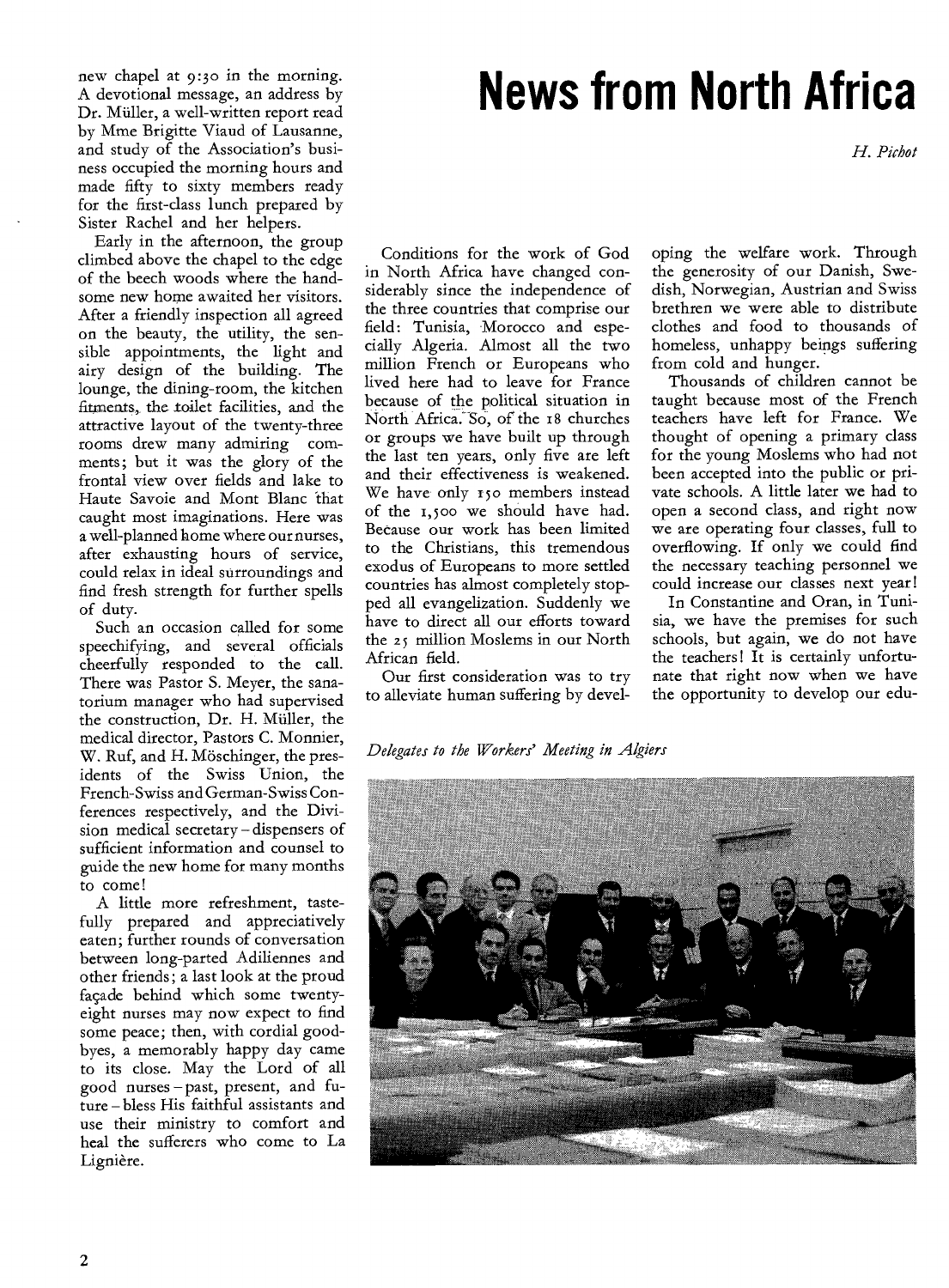new chapel at 9:30 in the morning. A devotional message, an address by Dr. Müller, a well-written report read by Mme Brigitte Viaud of Lausanne, and study of the Association's business occupied the morning hours and made fifty to sixty members ready for the first-class lunch prepared by Sister Rachel and her helpers.

Early in the afternoon, the group climbed above the chapel to the edge of the beech woods where the handsome new home awaited her visitors. After a friendly inspection all agreed on the beauty, the utility, the sensible appointments, the light and airy design of the building. The lounge, the dining-room, the kitchen fitments, the toilet facilities, and the attractive layout of the twenty-three rooms drew many admiring comments; but it was the glory of the frontal view over fields and lake to Haute Savoie and Mont Blanc that caught most imaginations. Here was a well-planned home where our nurses, after exhausting hours of service, could relax in ideal surroundings and find fresh strength for further spells of duty.

Such an occasion called for some speechifying, and several officials cheerfully responded to the call. There was Pastor S. Meyer, the sanatorium manager who had supervised the construction, Dr. H. Müller, the medical director, Pastors C. Monnier, W. Ruf, and H. Möschinger, the presidents of the Swiss Union, the French-Swiss and German-Swiss Conferences respectively, and the Division medical secretary – dispensers of sufficient information and counsel to guide the new home for many months to come!

A little more refreshment, tastefully prepared and appreciatively eaten; further rounds of conversation between long-parted Adiliennes and other friends; a last look at the proud façade behind which some twenty-eight nurses may now expect to find some peace; then, with cordial goodbyes, a memorably happy day came to its close. May the Lord of all good nurses – past, present, and future – bless His faithful assistants and use their ministry to comfort and heal the sufferers who come to La Lignière.

# News from North Africa

*H. Pichot*

Conditions for the work of God in North Africa have changed considerably since the independence of the three countries that comprise our field: Tunisia, Morocco and especially Algeria. Almost all the two million French or Europeans who lived here had to leave for France because of the political situation in North Africa. So, of the 18 churches or groups we have built up through the last ten years, only five are left and their effectiveness is weakened. We have only 150 members instead of the 1,500 we should have had. Because our work has been limited to the Christians, this tremendous exodus of Europeans to more settled countries has almost completely stopped all evangelization. Suddenly we have to direct all our efforts toward the 25 million Moslems in our North African field.

Our first consideration was to try to alleviate human suffering by developing the welfare work. Through the generosity of our Danish, Swedish, Norwegian, Austrian and Swiss brethren we were able to distribute clothes and food to thousands of homeless, unhappy beings suffering from cold and hunger.

Thousands of children cannot be taught because most of the French teachers have left for France. We thought of opening a primary class for the young Moslems who had not been accepted into the public or private schools. A little later we had to open a second class, and right now we are operating four classes, full to overflowing. If only we could find the necessary teaching personnel we could increase our classes next year!

In Constantine and Oran, in Tunisia, we have the premises for such schools, but again, we do not have the teachers! It is certainly unfortunate that right now when we have the opportunity to develop our edu-

*Delegates to the Workers' Meeting in Algiers*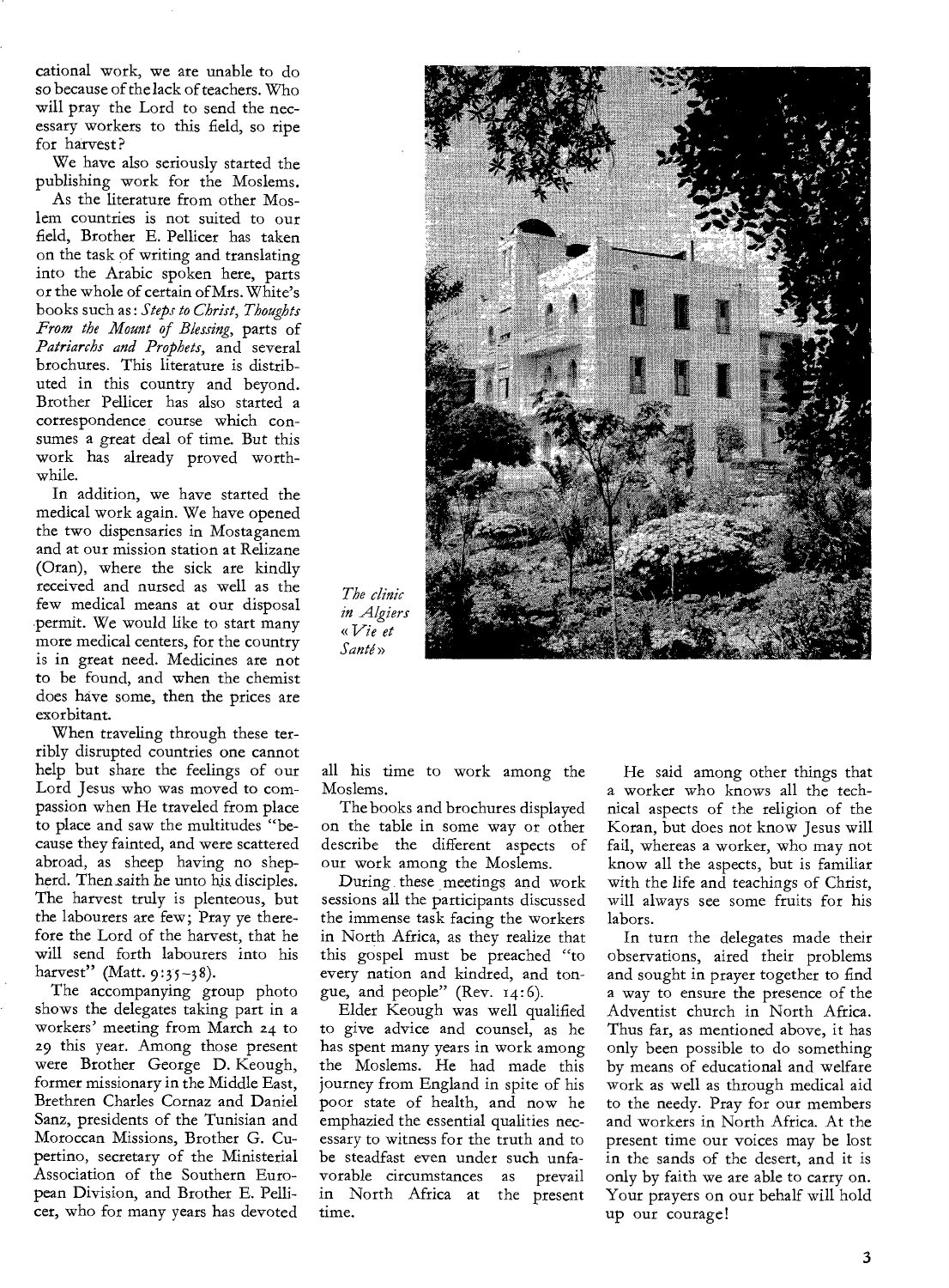cational work, we are unable to do so because of the lack of teachers. Who will pray the Lord to send the necessary workers to this field, so ripe for harvest?

We have also seriously started the publishing work for the Moslems.

As the literature from other Moslem countries is not suited to our field, Brother E. Pellicer has taken on the task of writing and translating into the Arabic spoken here, parts or the whole of certain of Mrs. White's books such as: *Steps to Christ, Thoughts From the Mount of Blessing*, parts of *Patriarchs and Prophets*, and several brochures. This literature is distributed in this country and beyond. Brother Pellicer has also started a correspondence course which consumes a great deal of time. But this work has already proved worthwhile.

In addition, we have started the medical work again. We have opened the two dispensaries in Mostaganem and at our mission station at Relizane (Oran), where the sick are kindly received and nursed as well as the few medical means at our disposal permit. We would like to start many more medical centers, for the country is in great need. Medicines are not to be found, and when the chemist does have some, then the prices are exorbitant.

When traveling through these terribly disrupted countries one cannot help but share the feelings of our Lord Jesus who was moved to compassion when He traveled from place to place and saw the multitudes "because they fainted, and were scattered abroad, as sheep having no shepherd. Then saith he unto his disciples. The harvest truly is plenteous, but the labourers are few; Pray ye therefore the Lord of the harvest, that he will send forth labourers into his harvest" (Matt. 9:35-38).

The accompanying group photo shows the delegates taking part in a workers' meeting from March 24 to 29 this year. Among those present were Brother George D. Keough, former missionary in the Middle East, Brethren Charles Cornaz and Daniel Sanz, presidents of the Tunisian and Moroccan Missions, Brother G. Cupertino, secretary of the Ministerial Association of the Southern European Division, and Brother E. Pellicer, who for many years has devoted all his time to work among the Moslems.

*The clinic in Algiers «Vie et Santé»*

The books and brochures displayed on the table in some way or other describe the different aspects of our work among the Moslems.

During these meetings and work sessions all the participants discussed the immense task facing the workers in North Africa, as they realize that this gospel must be preached "to every nation and kindred, and tongue, and people" (Rev. 14:6).

Elder Keough was well qualified to give advice and counsel, as he has spent many years in work among the Moslems. He had made this journey from England in spite of his poor state of health, and now he emphazied the essential qualities necessary to witness for the truth and to be steadfast even under such unfavorable circumstances as prevail in North Africa at the present time.

He said among other things that a worker who knows all the technical aspects of the religion of the Koran, but does not know Jesus will fail, whereas a worker, who may not know all the aspects, but is familiar with the life and teachings of Christ, will always see some fruits for his labors.

In turn the delegates made their observations, aired their problems and sought in prayer together to find a way to ensure the presence of the Adventist church in North Africa. Thus far, as mentioned above, it has only been possible to do something by means of educational and welfare work as well as through medical aid to the needy. Pray for our members and workers in North Africa. At the present time our voices may be lost in the sands of the desert, and it is only by faith we are able to carry on. Your prayers on our behalf will hold up our courage!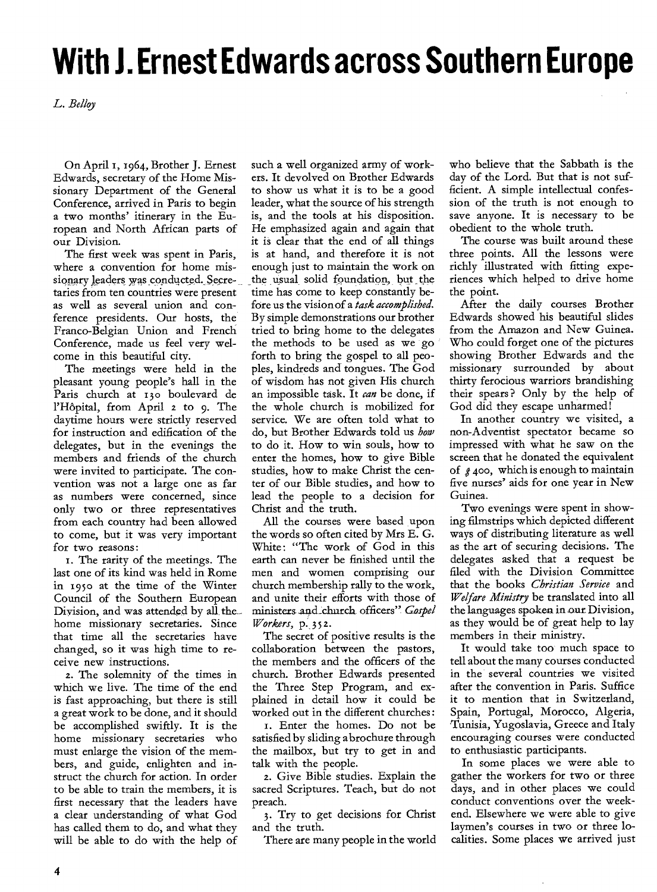# With J. Ernest Edwards across Southern Europe

*L. Belloy*

On April 1, 1964, Brother J. Ernest Edwards, secretary of the Home Missionary Department of the General Conference, arrived in Paris to begin a two months' itinerary in the European and North African parts of our Division.

The first week was spent in Paris, where a convention for home missionary leaders was conducted. Secretaries from ten countries were present as well as several union and conference presidents. Our hosts, the Franco-Belgian Union and French Conference, made us feel very welcome in this beautiful city.

The meetings were held in the pleasant young people's hall in the Paris church at 130 boulevard de l'Hôpital, from April 2 to 9. The daytime hours were strictly reserved for instruction and edification of the delegates, but in the evenings the members and friends of the church were invited to participate. The convention was not a large one as far as numbers were concerned, since only two or three representatives from each country had been allowed to come, but it was very important for two reasons:

1. The rarity of the meetings. The last one of its kind was held in Rome in 1950 at the time of the Winter Council of the Southern European Division, and was attended by all the home missionary secretaries. Since that time all the secretaries have changed, so it was high time to receive new instructions.

2. The solemnity of the times in which we live. The time of the end is fast approaching, but there is still a great work to be done, and it should be accomplished swiftly. It is the home missionary secretaries who must enlarge the vision of the members, and guide, enlighten and instruct the church for action. In order to be able to train the members, it is first necessary that the leaders have a clear understanding of what God has called them to do, and what they will be able to do with the help of such a well organized army of workers. It devolved on Brother Edwards to show us what it is to be a good leader, what the source of his strength is, and the tools at his disposition. He emphasized again and again that it is clear that the end of all things is at hand, and therefore it is not enough just to maintain the work on the usual solid foundation, but the time has come to keep constantly before us the vision of a *task accomplished*. By simple demonstrations our brother tried to bring home to the delegates the methods to be used as we go forth to bring the gospel to all peoples, kindreds and tongues. The God of wisdom has not given His church an impossible task. It *can* be done, if the whole church is mobilized for service. We are often told what to do, but Brother Edwards told us *how* to do it. How to win souls, how to enter the homes, how to give Bible studies, how to make Christ the center of our Bible studies, and how to lead the people to a decision for Christ and the truth.

All the courses were based upon the words so often cited by Mrs E. G. White: "The work of God in this earth can never be finished until the men and women comprising our church membership rally to the work, and unite their efforts with those of ministers and church officers" *Gospel Workers*, p. 352.

The secret of positive results is the collaboration between the pastors, the members and the officers of the church. Brother Edwards presented the Three Step Program, and explained in detail how it could be worked out in the different churches:

1. Enter the homes. Do not be satisfied by sliding a brochure through the mailbox, but try to get in and talk with the people.

2. Give Bible studies. Explain the sacred Scriptures. Teach, but do not preach.

3. Try to get decisions for Christ and the truth.

There are many people in the world who believe that the Sabbath is the day of the Lord. But that is not sufficient. A simple intellectual confession of the truth is not enough to save anyone. It is necessary to be obedient to the whole truth.

The course was built around these three points. All the lessons were richly illustrated with fitting experiences which helped to drive home the point.

After the daily courses Brother Edwards showed his beautiful slides from the Amazon and New Guinea. Who could forget one of the pictures showing Brother Edwards and the missionary surrounded by about thirty ferocious warriors brandishing their spears? Only by the help of God did they escape unharmed!

In another country we visited, a non-Adventist spectator became so impressed with what he saw on the screen that he donated the equivalent of $ 400, which is enough to maintain five nurses' aids for one year in New Guinea.

Two evenings were spent in showing filmstrips which depicted different ways of distributing literature as well as the art of securing decisions. The delegates asked that a request be filed with the Division Committee that the books *Christian Service* and *Welfare Ministry* be translated into all the languages spoken in our Division, as they would be of great help to lay members in their ministry.

It would take too much space to tell about the many courses conducted in the several countries we visited after the convention in Paris. Suffice it to mention that in Switzerland, Spain, Portugal, Morocco, Algeria, Tunisia, Yugoslavia, Greece and Italy encouraging courses were conducted to enthusiastic participants.

In some places we were able to gather the workers for two or three days, and in other places we could conduct conventions over the weekend. Elsewhere we were able to give laymen's courses in two or three localities. Some places we arrived just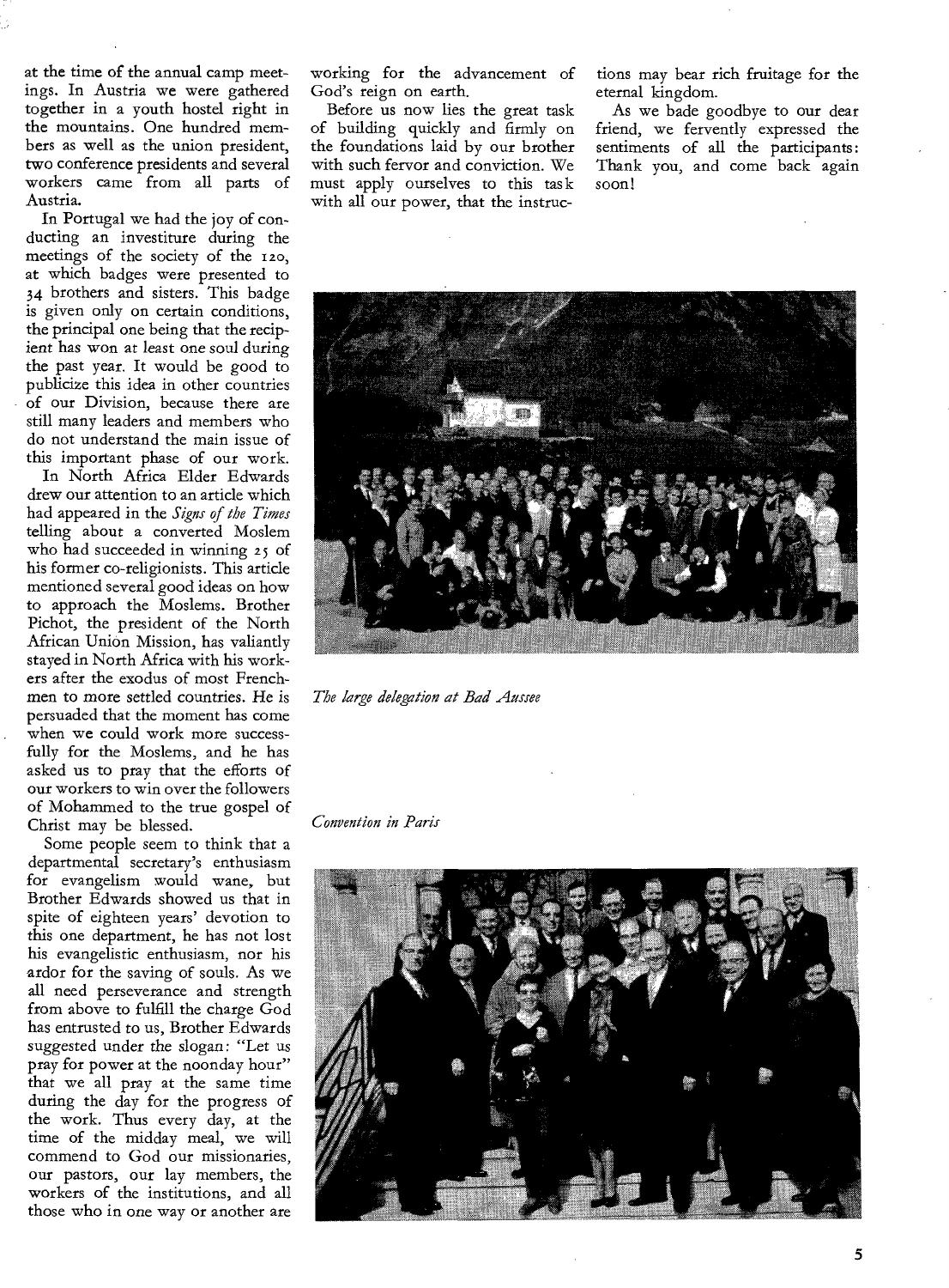at the time of the annual camp meetings. In Austria we were gathered together in a youth hostel right in the mountains. One hundred members as well as the union president, two conference presidents and several workers came from all parts of Austria.

In Portugal we had the joy of conducting an investiture during the meetings of the society of the 120, at which badges were presented to 34 brothers and sisters. This badge is given only on certain conditions, the principal one being that the recipient has won at least one soul during the past year. It would be good to publicize this idea in other countries of our Division, because there are still many leaders and members who do not understand the main issue of this important phase of our work.

In North Africa Elder Edwards drew our attention to an article which had appeared in the *Signs of the Times* telling about a converted Moslem who had succeeded in winning 25 of his former co-religionists. This article mentioned several good ideas on how to approach the Moslems. Brother Pichot, the president of the North African Union Mission, has valiantly stayed in North Africa with his workers after the exodus of most Frenchmen to more settled countries. He is persuaded that the moment has come when we could work more successfully for the Moslems, and he has asked us to pray that the efforts of our workers to win over the followers of Mohammed to the true gospel of Christ may be blessed.

Some people seem to think that a departmental secretary's enthusiasm for evangelism would wane, but Brother Edwards showed us that in spite of eighteen years' devotion to this one department, he has not lost his evangelistic enthusiasm, nor his ardor for the saving of souls. As we all need perseverance and strength from above to fulfill the charge God has entrusted to us, Brother Edwards suggested under the slogan: "Let us pray for power at the noonday hour" that we all pray at the same time during the day for the progress of the work. Thus every day, at the time of the midday meal, we will commend to God our missionaries, our pastors, our lay members, the workers of the institutions, and all those who in one way or another are working for the advancement of God's reign on earth.

Before us now lies the great task of building quickly and firmly on the foundations laid by our brother with such fervor and conviction. We must apply ourselves to this task with all our power, that the instructions may bear rich fruitage for the eternal kingdom.

As we bade goodbye to our dear friend, we fervently expressed the sentiments of all the participants: Thank you, and come back again soon!

*The large delegation at Bad Aussee*

*Convention in Paris*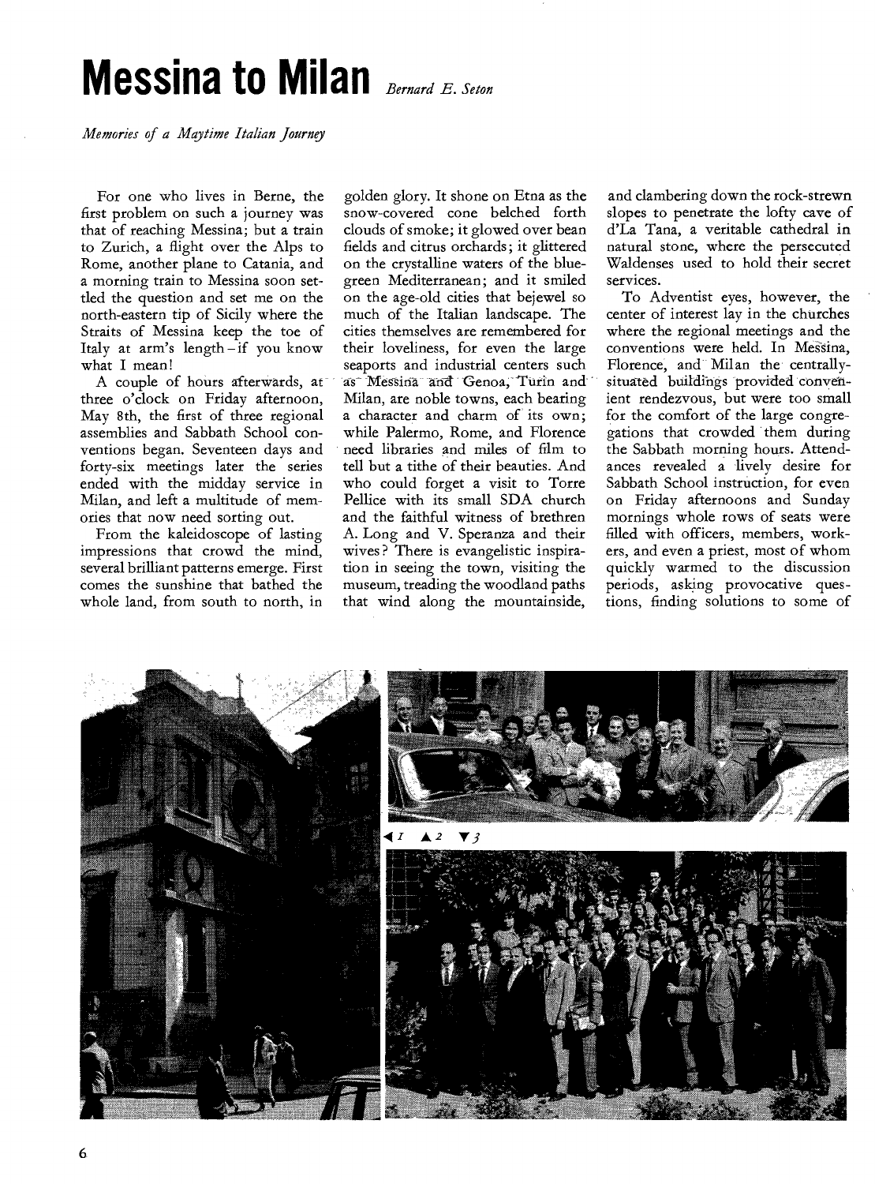# Messina to Milan

*Bernard E. Seton*

*Memories of a Maytime Italian Journey*

For one who lives in Berne, the first problem on such a journey was that of reaching Messina; but a train to Zurich, a flight over the Alps to Rome, another plane to Catania, and a morning train to Messina soon settled the question and set me on the north-eastern tip of Sicily where the Straits of Messina keep the toe of Italy at arm's length – if you know what I mean!

A couple of hours afterwards, at three o'clock on Friday afternoon, May 8th, the first of three regional assemblies and Sabbath School conventions began. Seventeen days and forty-six meetings later the series ended with the midday service in Milan, and left a multitude of memories that now need sorting out.

From the kaleidoscope of lasting impressions that crowd the mind, several brilliant patterns emerge. First comes the sunshine that bathed the whole land, from south to north, in golden glory. It shone on Etna as the snow-covered cone belched forth clouds of smoke; it glowed over bean fields and citrus orchards; it glittered on the crystalline waters of the blue-green Mediterranean; and it smiled on the age-old cities that bejewel so much of the Italian landscape. The cities themselves are remembered for their loveliness, for even the large seaports and industrial centers such as Messina and Genoa, Turin and Milan, are noble towns, each bearing a character and charm of its own; while Palermo, Rome, and Florence need libraries and miles of film to tell but a tithe of their beauties. And who could forget a visit to Torre Pellice with its small SDA church and the faithful witness of brethren A. Long and V. Speranza and their wives? There is evangelistic inspiration in seeing the town, visiting the museum, treading the woodland paths that wind along the mountainside, and clambering down the rock-strewn slopes to penetrate the lofty cave of d'La Tana, a veritable cathedral in natural stone, where the persecuted Waldenses used to hold their secret services.

To Adventist eyes, however, the center of interest lay in the churches where the regional meetings and the conventions were held. In Messina, Florence, and Milan the centrally-situated buildings provided convenient rendezvous, but were too small for the comfort of the large congregations that crowded them during the Sabbath morning hours. Attendances revealed a lively desire for Sabbath School instruction, for even on Friday afternoons and Sunday mornings whole rows of seats were filled with officers, members, workers, and even a priest, most of whom quickly warmed to the discussion periods, asking provocative questions, finding solutions to some of

◄1 ▲2 ▼3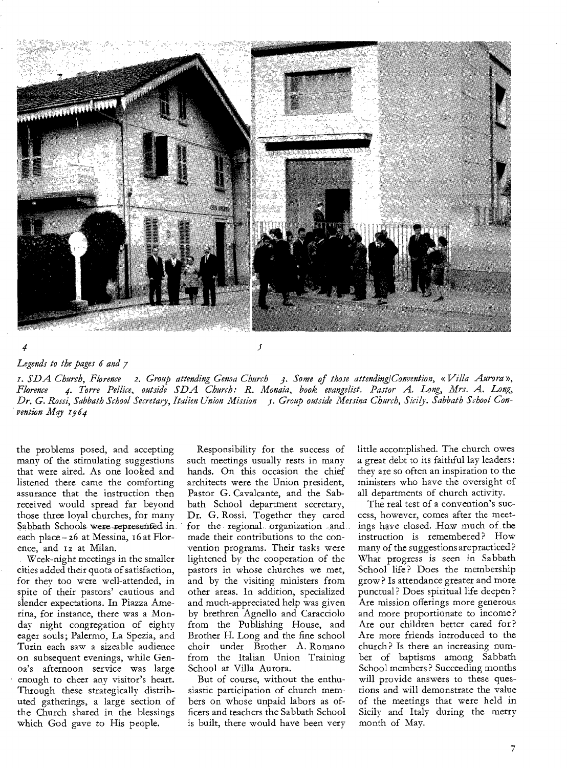4 5

*Legends to the pages 6 and 7*

*1. SDA Church, Florence 2. Group attending Genoa Church 3. Some of those attending Convention, « Villa Aurora », Florence 4. Torre Pellice, outside SDA Church: R. Monaia, book evangelist. Pastor A. Long, Mrs. A. Long, Dr. G. Rossi, Sabbath School Secretary, Italien Union Mission 5. Group outside Messina Church, Sicily. Sabbath School Convention May 1964*

the problems posed, and accepting many of the stimulating suggestions that were aired. As one looked and listened there came the comforting assurance that the instruction then received would spread far beyond those three loyal churches, for many Sabbath Schools were represented in each place – 26 at Messina, 16 at Florence, and 12 at Milan.

Week-night meetings in the smaller cities added their quota of satisfaction, for they too were well-attended, in spite of their pastors' cautious and slender expectations. In Piazza Amerina, for instance, there was a Monday night congregation of eighty eager souls; Palermo, La Spezia, and Turin each saw a sizeable audience on subsequent evenings, while Genoa's afternoon service was large enough to cheer any visitor's heart. Through these strategically distributed gatherings, a large section of the Church shared in the blessings which God gave to His people.

Responsibility for the success of such meetings usually rests in many hands. On this occasion the chief architects were the Union president, Pastor G. Cavalcante, and the Sabbath School department secretary, Dr. G. Rossi. Together they cared for the regional organization and made their contributions to the convention programs. Their tasks were lightened by the cooperation of the pastors in whose churches we met, and by the visiting ministers from other areas. In addition, specialized and much-appreciated help was given by brethren Agnello and Caracciolo from the Publishing House, and Brother H. Long and the fine school choir under Brother A. Romano from the Italian Union Training School at Villa Aurora.

But of course, without the enthusiastic participation of church members on whose unpaid labors as officers and teachers the Sabbath School is built, there would have been very little accomplished. The church owes a great debt to its faithful lay leaders: they are so often an inspiration to the ministers who have the oversight of all departments of church activity.

The real test of a convention's success, however, comes after the meetings have closed. How much of the instruction is remembered? How many of the suggestions are practiced? What progress is seen in Sabbath School life? Does the membership grow? Is attendance greater and more punctual? Does spiritual life deepen? Are mission offerings more generous and more proportionate to income? Are our children better cared for? Are more friends introduced to the church? Is there an increasing number of baptisms among Sabbath School members? Succeeding months will provide answers to these questions and will demonstrate the value of the meetings that were held in Sicily and Italy during the merry month of May.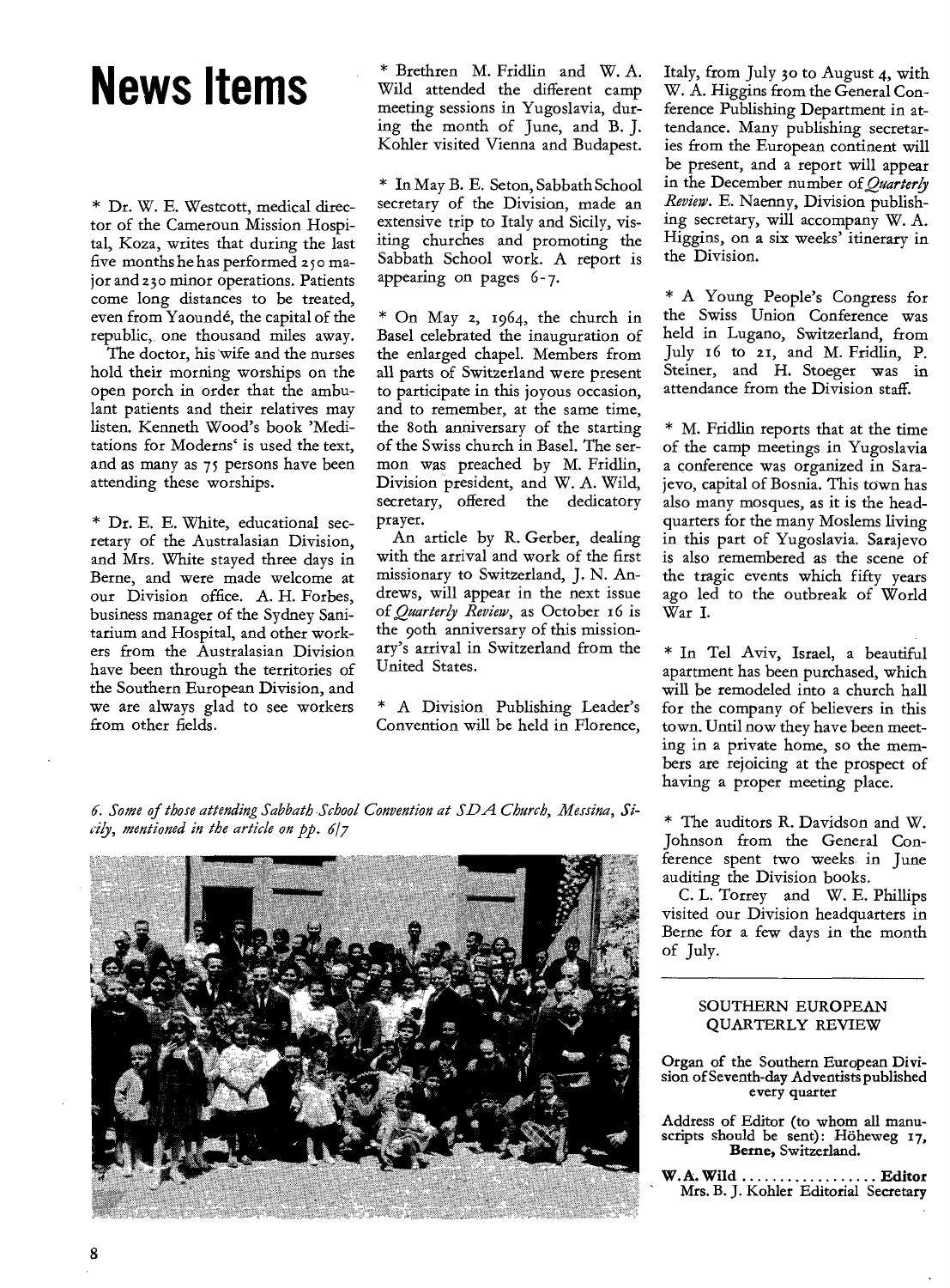# News Items

* Dr. W. E. Westcott, medical director of the Cameroun Mission Hospital, Koza, writes that during the last five months he has performed 250 major and 230 minor operations. Patients come long distances to be treated, even from Yaoundé, the capital of the republic, one thousand miles away.

The doctor, his wife and the nurses hold their morning worships on the open porch in order that the ambulant patients and their relatives may listen. Kenneth Wood's book 'Meditations for Moderns' is used the text, and as many as 75 persons have been attending these worships.

* Dr. E. E. White, educational secretary of the Australasian Division, and Mrs. White stayed three days in Berne, and were made welcome at our Division office. A. H. Forbes, business manager of the Sydney Sanitarium and Hospital, and other workers from the Australasian Division have been through the territories of the Southern European Division, and we are always glad to see workers from other fields.

* Brethren M. Fridlin and W. A. Wild attended the different camp meeting sessions in Yugoslavia, during the month of June, and B. J. Kohler visited Vienna and Budapest.

* In May B. E. Seton, Sabbath School secretary of the Division, made an extensive trip to Italy and Sicily, visiting churches and promoting the Sabbath School work. A report is appearing on pages 6-7.

* On May 2, 1964, the church in Basel celebrated the inauguration of the enlarged chapel. Members from all parts of Switzerland were present to participate in this joyous occasion, and to remember, at the same time, the 80th anniversary of the starting of the Swiss church in Basel. The sermon was preached by M. Fridlin, Division president, and W. A. Wild, secretary, offered the dedicatory prayer.

An article by R. Gerber, dealing with the arrival and work of the first missionary to Switzerland, J. N. Andrews, will appear in the next issue of *Quarterly Review*, as October 16 is the 90th anniversary of this missionary's arrival in Switzerland from the United States.

* A Division Publishing Leader's Convention will be held in Florence, Italy, from July 30 to August 4, with W. A. Higgins from the General Conference Publishing Department in attendance. Many publishing secretaries from the European continent will be present, and a report will appear in the December number of *Quarterly Review*. E. Naenny, Division publishing secretary, will accompany W. A. Higgins, on a six weeks' itinerary in the Division.

* A Young People's Congress for the Swiss Union Conference was held in Lugano, Switzerland, from July 16 to 21, and M. Fridlin, P. Steiner, and H. Stoeger was in attendance from the Division staff.

* M. Fridlin reports that at the time of the camp meetings in Yugoslavia a conference was organized in Sarajevo, capital of Bosnia. This town has also many mosques, as it is the headquarters for the many Moslems living in this part of Yugoslavia. Sarajevo is also remembered as the scene of the tragic events which fifty years ago led to the outbreak of World War I.

* In Tel Aviv, Israel, a beautiful apartment has been purchased, which will be remodeled into a church hall for the company of believers in this town. Until now they have been meeting in a private home, so the members are rejoicing at the prospect of having a proper meeting place.

* The auditors R. Davidson and W. Johnson from the General Conference spent two weeks in June auditing the Division books.

C. L. Torrey and W. E. Phillips visited our Division headquarters in Berne for a few days in the month of July.

*6. Some of those attending Sabbath School Convention at SDA Church, Messina, Sicily, mentioned in the article on pp. 6/7*

---

SOUTHERN EUROPEAN QUARTERLY REVIEW

Organ of the Southern European Division of Seventh-day Adventists published every quarter

Address of Editor (to whom all manuscripts should be sent): Höheweg 17, **Berne,** Switzerland.

**W. A. Wild .................. Editor**
Mrs. B. J. Kohler Editorial Secretary